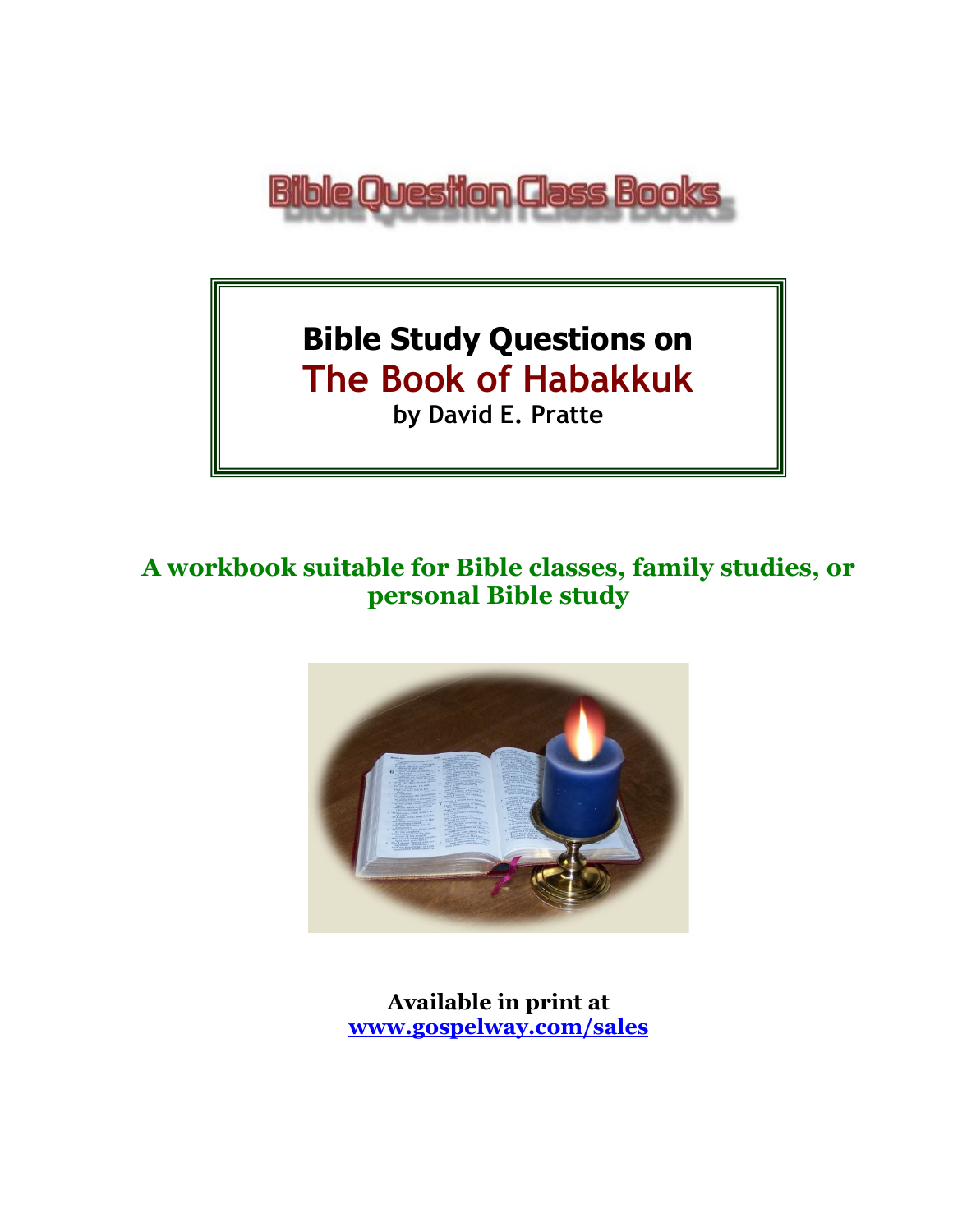Bible Question Class Books

# Bible Study Questions on The Book of Habakkuk

**by David E. Pratte**

**A workbook suitable for Bible classes, family studies, or personal Bible study**

**Available in print at**
**www.gospelway.com/sales**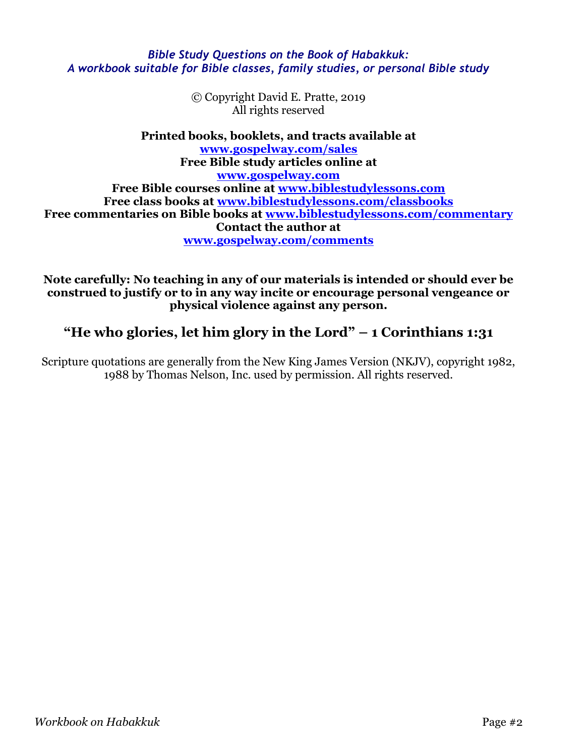*Bible Study Questions on the Book of Habakkuk:*
*A workbook suitable for Bible classes, family studies, or personal Bible study*

© Copyright David E. Pratte, 2019
All rights reserved

**Printed books, booklets, and tracts available at**
**[www.gospelway.com/sales](www.gospelway.com/sales)**
**Free Bible study articles online at**
**[www.gospelway.com](www.gospelway.com)**
**Free Bible courses online at [www.biblestudylessons.com](www.biblestudylessons.com)**
**Free class books at [www.biblestudylessons.com/classbooks](www.biblestudylessons.com/classbooks)**
**Free commentaries on Bible books at [www.biblestudylessons.com/commentary](www.biblestudylessons.com/commentary)**
**Contact the author at**
**[www.gospelway.com/comments](www.gospelway.com/comments)**

**Note carefully: No teaching in any of our materials is intended or should ever be construed to justify or to in any way incite or encourage personal vengeance or physical violence against any person.**

## "He who glories, let him glory in the Lord" – 1 Corinthians 1:31

Scripture quotations are generally from the New King James Version (NKJV), copyright 1982, 1988 by Thomas Nelson, Inc. used by permission. All rights reserved.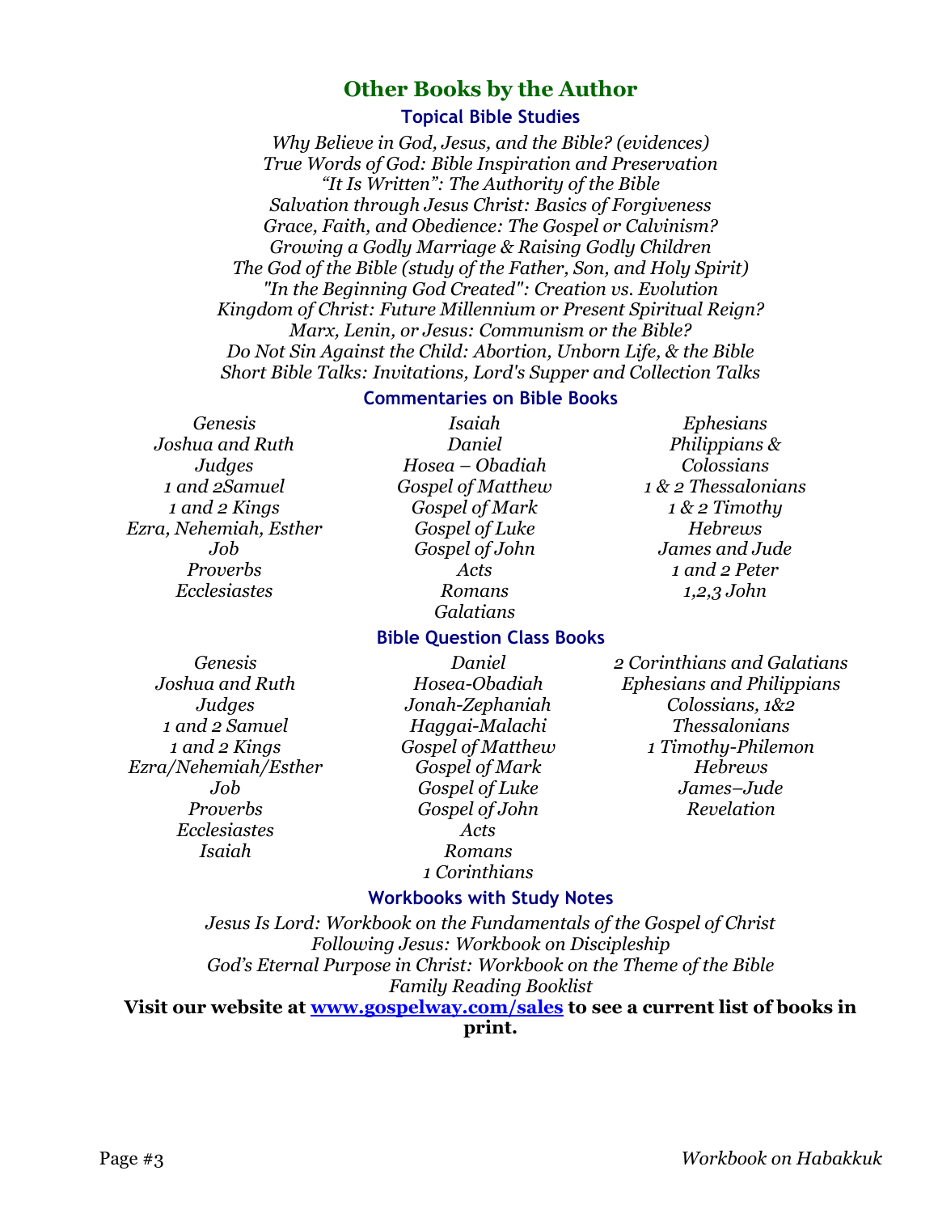## Other Books by the Author

### Topical Bible Studies

*Why Believe in God, Jesus, and the Bible? (evidences)*
*True Words of God: Bible Inspiration and Preservation*
*"It Is Written": The Authority of the Bible*
*Salvation through Jesus Christ: Basics of Forgiveness*
*Grace, Faith, and Obedience: The Gospel or Calvinism?*
*Growing a Godly Marriage & Raising Godly Children*
*The God of the Bible (study of the Father, Son, and Holy Spirit)*
*"In the Beginning God Created": Creation vs. Evolution*
*Kingdom of Christ: Future Millennium or Present Spiritual Reign?*
*Marx, Lenin, or Jesus: Communism or the Bible?*
*Do Not Sin Against the Child: Abortion, Unborn Life, & the Bible*
*Short Bible Talks: Invitations, Lord's Supper and Collection Talks*

### Commentaries on Bible Books

*Genesis*
*Joshua and Ruth*
*Judges*
*1 and 2Samuel*
*1 and 2 Kings*
*Ezra, Nehemiah, Esther*
*Job*
*Proverbs*
*Ecclesiastes*
*Isaiah*
*Daniel*
*Hosea – Obadiah*
*Gospel of Matthew*
*Gospel of Mark*
*Gospel of Luke*
*Gospel of John*
*Acts*
*Romans*
*Galatians*
*Ephesians*
*Philippians & Colossians*
*1 & 2 Thessalonians*
*1 & 2 Timothy*
*Hebrews*
*James and Jude*
*1 and 2 Peter*
*1,2,3 John*

### Bible Question Class Books

*Genesis*
*Joshua and Ruth*
*Judges*
*1 and 2 Samuel*
*1 and 2 Kings*
*Ezra/Nehemiah/Esther*
*Job*
*Proverbs*
*Ecclesiastes*
*Isaiah*
*Daniel*
*Hosea-Obadiah*
*Jonah-Zephaniah*
*Haggai-Malachi*
*Gospel of Matthew*
*Gospel of Mark*
*Gospel of Luke*
*Gospel of John*
*Acts*
*Romans*
*1 Corinthians*
*2 Corinthians and Galatians*
*Ephesians and Philippians*
*Colossians, 1&2 Thessalonians*
*1 Timothy-Philemon*
*Hebrews*
*James–Jude*
*Revelation*

### Workbooks with Study Notes

*Jesus Is Lord: Workbook on the Fundamentals of the Gospel of Christ*
*Following Jesus: Workbook on Discipleship*
*God's Eternal Purpose in Christ: Workbook on the Theme of the Bible*
*Family Reading Booklist*

**Visit our website at [www.gospelway.com/sales](www.gospelway.com/sales) to see a current list of books in print.**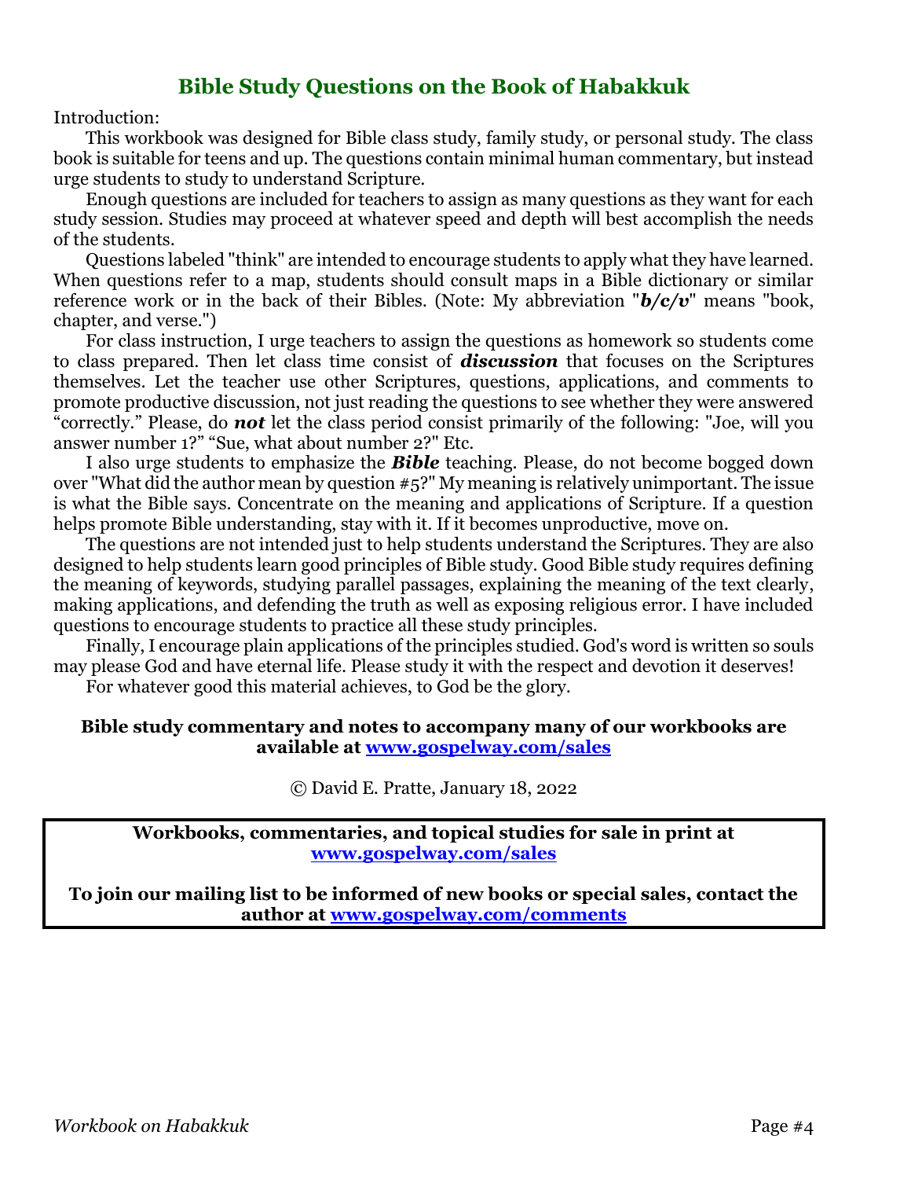## Bible Study Questions on the Book of Habakkuk

Introduction:

This workbook was designed for Bible class study, family study, or personal study. The class book is suitable for teens and up. The questions contain minimal human commentary, but instead urge students to study to understand Scripture.

Enough questions are included for teachers to assign as many questions as they want for each study session. Studies may proceed at whatever speed and depth will best accomplish the needs of the students.

Questions labeled "think" are intended to encourage students to apply what they have learned. When questions refer to a map, students should consult maps in a Bible dictionary or similar reference work or in the back of their Bibles. (Note: My abbreviation "***b/c/v***" means "book, chapter, and verse.")

For class instruction, I urge teachers to assign the questions as homework so students come to class prepared. Then let class time consist of ***discussion*** that focuses on the Scriptures themselves. Let the teacher use other Scriptures, questions, applications, and comments to promote productive discussion, not just reading the questions to see whether they were answered "correctly." Please, do ***not*** let the class period consist primarily of the following: "Joe, will you answer number 1?" "Sue, what about number 2?" Etc.

I also urge students to emphasize the ***Bible*** teaching. Please, do not become bogged down over "What did the author mean by question #5?" My meaning is relatively unimportant. The issue is what the Bible says. Concentrate on the meaning and applications of Scripture. If a question helps promote Bible understanding, stay with it. If it becomes unproductive, move on.

The questions are not intended just to help students understand the Scriptures. They are also designed to help students learn good principles of Bible study. Good Bible study requires defining the meaning of keywords, studying parallel passages, explaining the meaning of the text clearly, making applications, and defending the truth as well as exposing religious error. I have included questions to encourage students to practice all these study principles.

Finally, I encourage plain applications of the principles studied. God's word is written so souls may please God and have eternal life. Please study it with the respect and devotion it deserves!

For whatever good this material achieves, to God be the glory.

**Bible study commentary and notes to accompany many of our workbooks are available at [www.gospelway.com/sales](www.gospelway.com/sales)**

Ⓒ David E. Pratte, January 18, 2022

**Workbooks, commentaries, and topical studies for sale in print at [www.gospelway.com/sales](www.gospelway.com/sales)**

**To join our mailing list to be informed of new books or special sales, contact the author at [www.gospelway.com/comments](www.gospelway.com/comments)**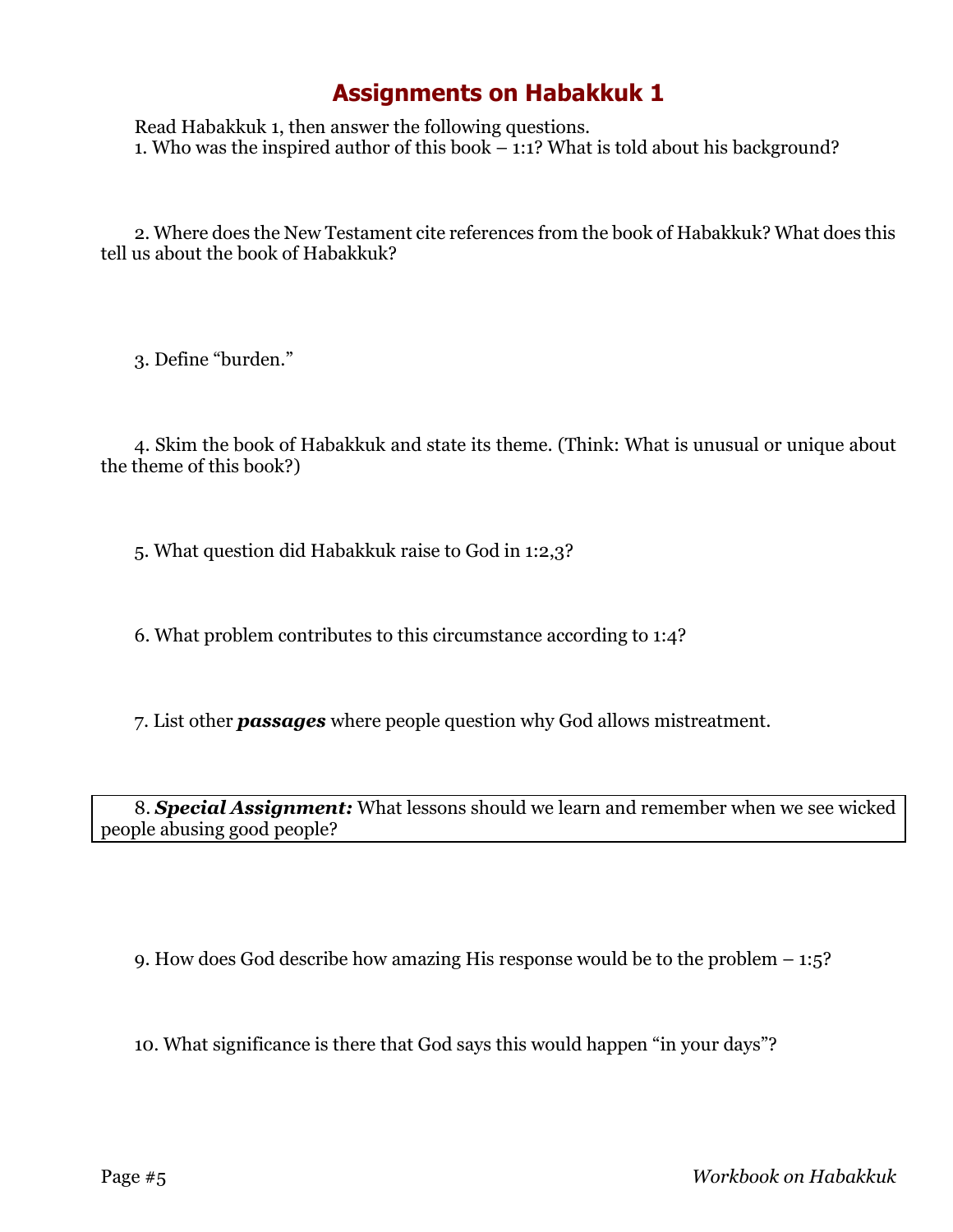# Assignments on Habakkuk 1

Read Habakkuk 1, then answer the following questions.

1. Who was the inspired author of this book – 1:1? What is told about his background?

2. Where does the New Testament cite references from the book of Habakkuk? What does this tell us about the book of Habakkuk?

3. Define "burden."

4. Skim the book of Habakkuk and state its theme. (Think: What is unusual or unique about the theme of this book?)

5. What question did Habakkuk raise to God in 1:2,3?

6. What problem contributes to this circumstance according to 1:4?

7. List other ***passages*** where people question why God allows mistreatment.

8. ***Special Assignment:*** What lessons should we learn and remember when we see wicked people abusing good people?

9. How does God describe how amazing His response would be to the problem – 1:5?

10. What significance is there that God says this would happen "in your days"?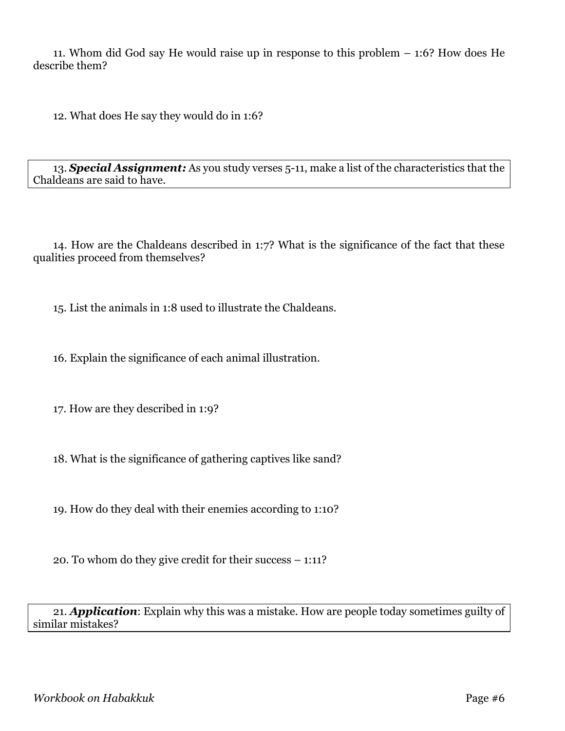11. Whom did God say He would raise up in response to this problem – 1:6? How does He describe them?

12. What does He say they would do in 1:6?

13. ***Special Assignment:*** As you study verses 5-11, make a list of the characteristics that the Chaldeans are said to have.

14. How are the Chaldeans described in 1:7? What is the significance of the fact that these qualities proceed from themselves?

15. List the animals in 1:8 used to illustrate the Chaldeans.

16. Explain the significance of each animal illustration.

17. How are they described in 1:9?

18. What is the significance of gathering captives like sand?

19. How do they deal with their enemies according to 1:10?

20. To whom do they give credit for their success – 1:11?

21. ***Application***: Explain why this was a mistake. How are people today sometimes guilty of similar mistakes?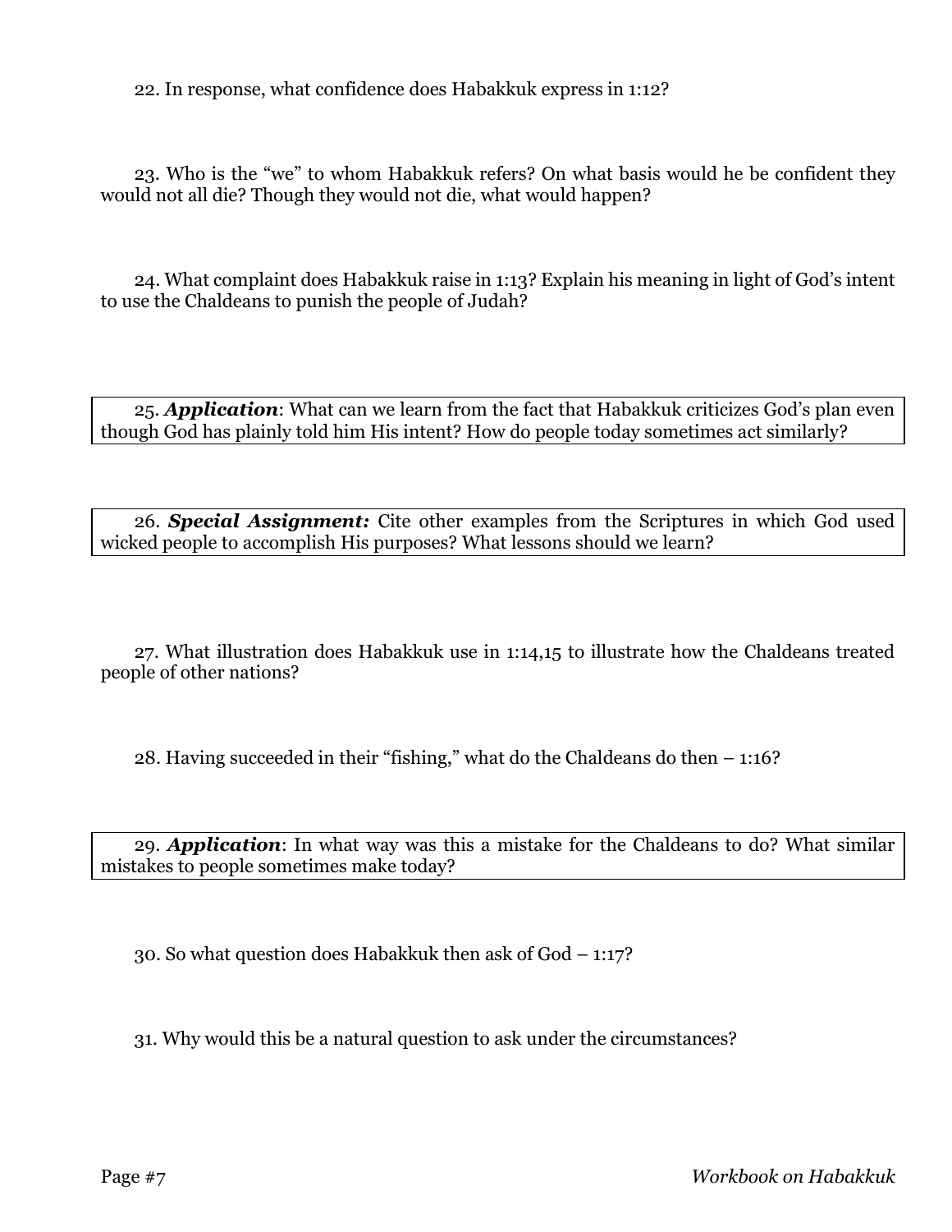22. In response, what confidence does Habakkuk express in 1:12?

23. Who is the "we" to whom Habakkuk refers? On what basis would he be confident they would not all die? Though they would not die, what would happen?

24. What complaint does Habakkuk raise in 1:13? Explain his meaning in light of God's intent to use the Chaldeans to punish the people of Judah?

25. ***Application***: What can we learn from the fact that Habakkuk criticizes God's plan even though God has plainly told him His intent? How do people today sometimes act similarly?

26. ***Special Assignment:*** Cite other examples from the Scriptures in which God used wicked people to accomplish His purposes? What lessons should we learn?

27. What illustration does Habakkuk use in 1:14,15 to illustrate how the Chaldeans treated people of other nations?

28. Having succeeded in their "fishing," what do the Chaldeans do then – 1:16?

29. ***Application***: In what way was this a mistake for the Chaldeans to do? What similar mistakes to people sometimes make today?

30. So what question does Habakkuk then ask of God – 1:17?

31. Why would this be a natural question to ask under the circumstances?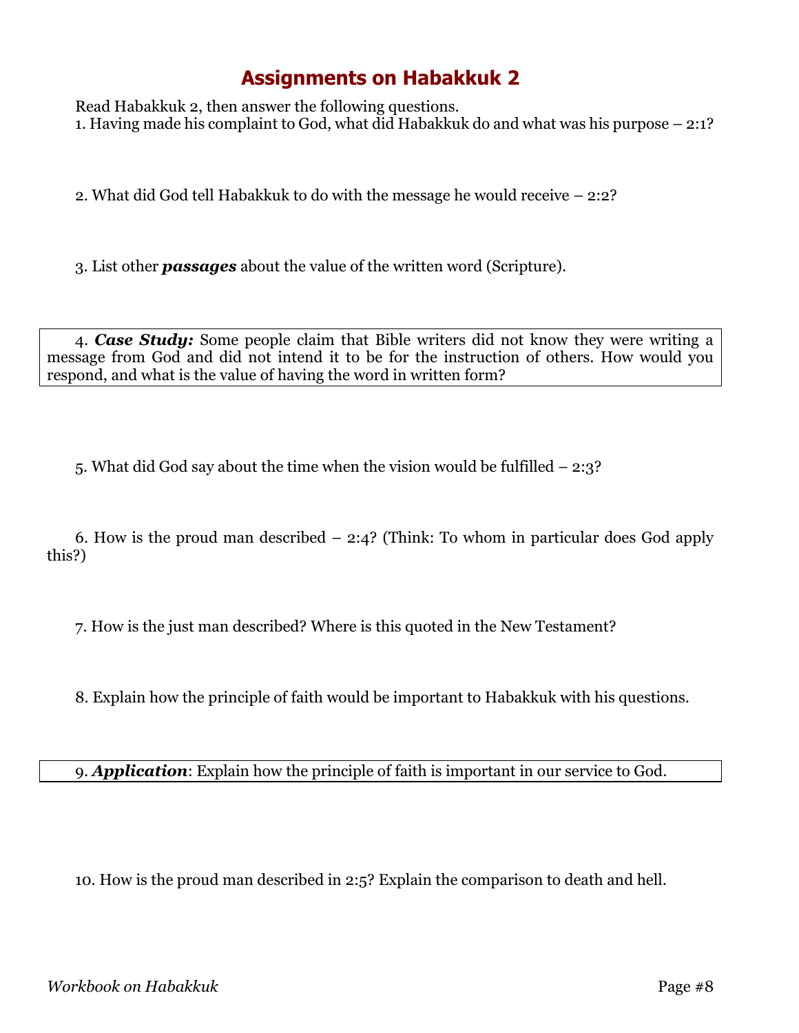# Assignments on Habakkuk 2

Read Habakkuk 2, then answer the following questions.

1. Having made his complaint to God, what did Habakkuk do and what was his purpose – 2:1?

2. What did God tell Habakkuk to do with the message he would receive – 2:2?

3. List other ***passages*** about the value of the written word (Scripture).

4. ***Case Study:*** Some people claim that Bible writers did not know they were writing a message from God and did not intend it to be for the instruction of others. How would you respond, and what is the value of having the word in written form?

5. What did God say about the time when the vision would be fulfilled – 2:3?

6. How is the proud man described – 2:4? (Think: To whom in particular does God apply this?)

7. How is the just man described? Where is this quoted in the New Testament?

8. Explain how the principle of faith would be important to Habakkuk with his questions.

9. ***Application***: Explain how the principle of faith is important in our service to God.

10. How is the proud man described in 2:5? Explain the comparison to death and hell.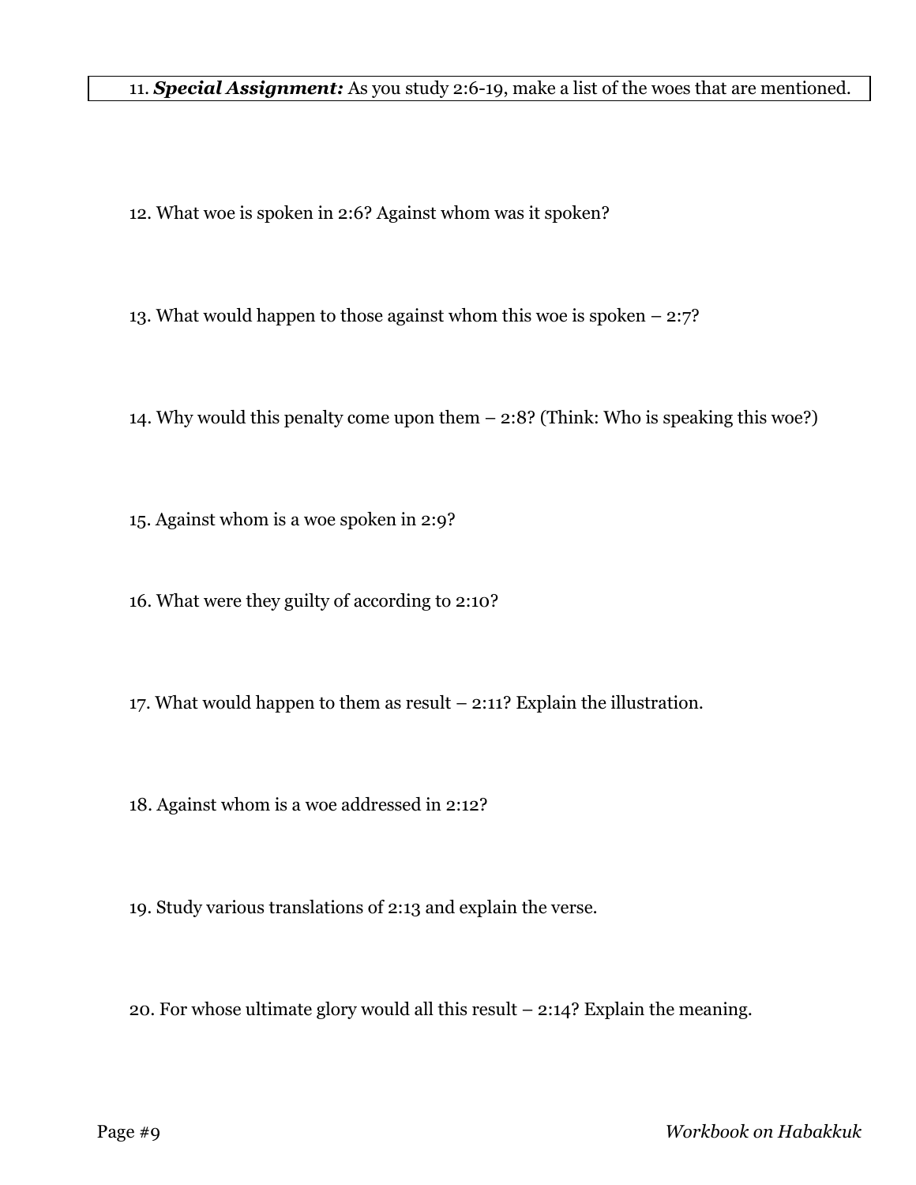11. ***Special Assignment:*** As you study 2:6-19, make a list of the woes that are mentioned.

12. What woe is spoken in 2:6? Against whom was it spoken?

13. What would happen to those against whom this woe is spoken – 2:7?

14. Why would this penalty come upon them – 2:8? (Think: Who is speaking this woe?)

15. Against whom is a woe spoken in 2:9?

16. What were they guilty of according to 2:10?

17. What would happen to them as result – 2:11? Explain the illustration.

18. Against whom is a woe addressed in 2:12?

19. Study various translations of 2:13 and explain the verse.

20. For whose ultimate glory would all this result – 2:14? Explain the meaning.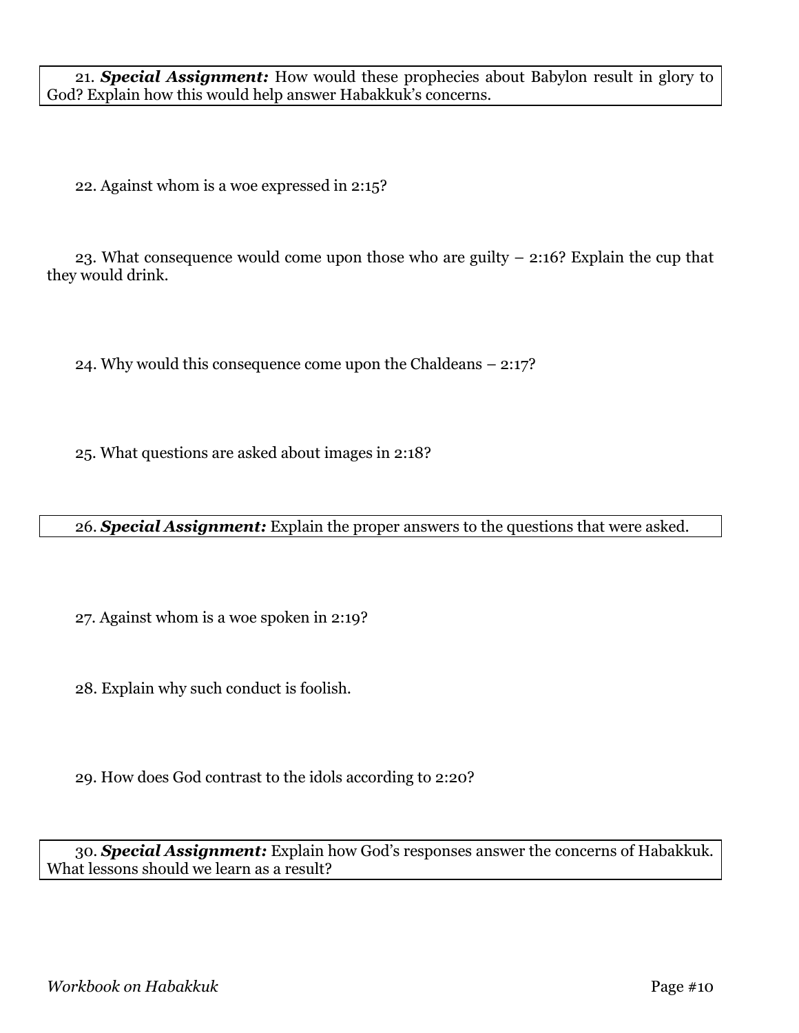21. ***Special Assignment:*** How would these prophecies about Babylon result in glory to God? Explain how this would help answer Habakkuk's concerns.

22. Against whom is a woe expressed in 2:15?

23. What consequence would come upon those who are guilty – 2:16? Explain the cup that they would drink.

24. Why would this consequence come upon the Chaldeans – 2:17?

25. What questions are asked about images in 2:18?

26. ***Special Assignment:*** Explain the proper answers to the questions that were asked.

27. Against whom is a woe spoken in 2:19?

28. Explain why such conduct is foolish.

29. How does God contrast to the idols according to 2:20?

30. ***Special Assignment:*** Explain how God's responses answer the concerns of Habakkuk. What lessons should we learn as a result?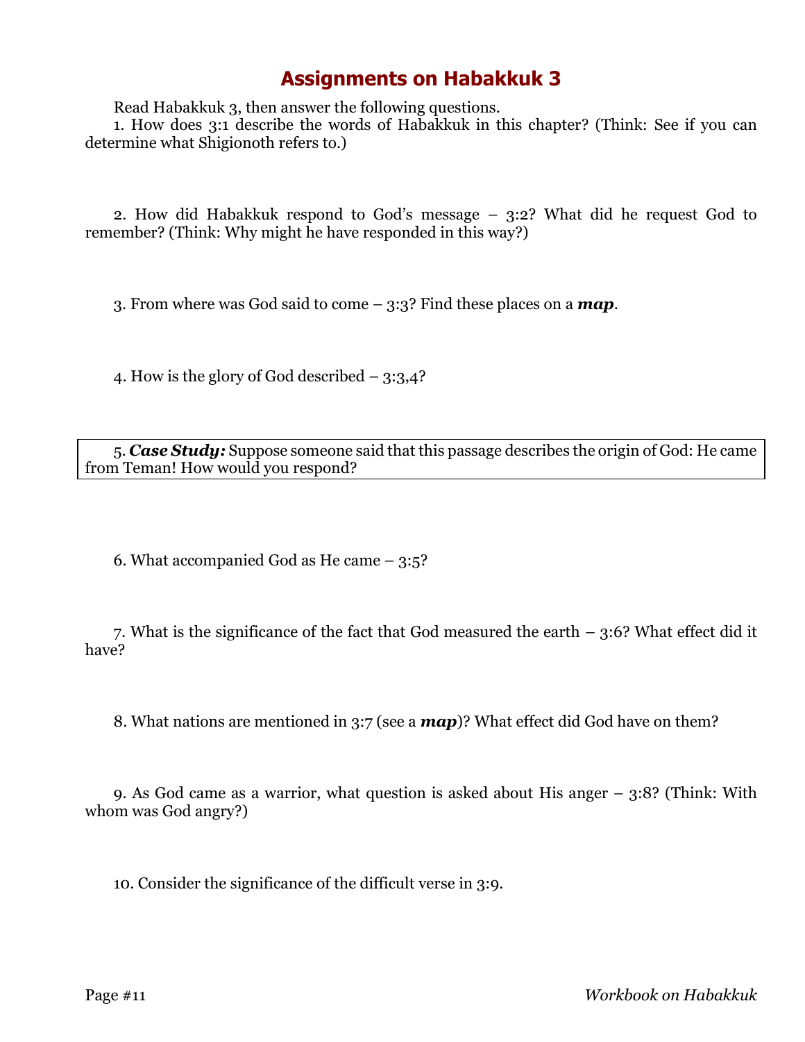# Assignments on Habakkuk 3

Read Habakkuk 3, then answer the following questions.

1. How does 3:1 describe the words of Habakkuk in this chapter? (Think: See if you can determine what Shigionoth refers to.)

2. How did Habakkuk respond to God's message – 3:2? What did he request God to remember? (Think: Why might he have responded in this way?)

3. From where was God said to come – 3:3? Find these places on a ***map***.

4. How is the glory of God described – 3:3,4?

5. ***Case Study:*** Suppose someone said that this passage describes the origin of God: He came from Teman! How would you respond?

6. What accompanied God as He came – 3:5?

7. What is the significance of the fact that God measured the earth – 3:6? What effect did it have?

8. What nations are mentioned in 3:7 (see a ***map***)? What effect did God have on them?

9. As God came as a warrior, what question is asked about His anger – 3:8? (Think: With whom was God angry?)

10. Consider the significance of the difficult verse in 3:9.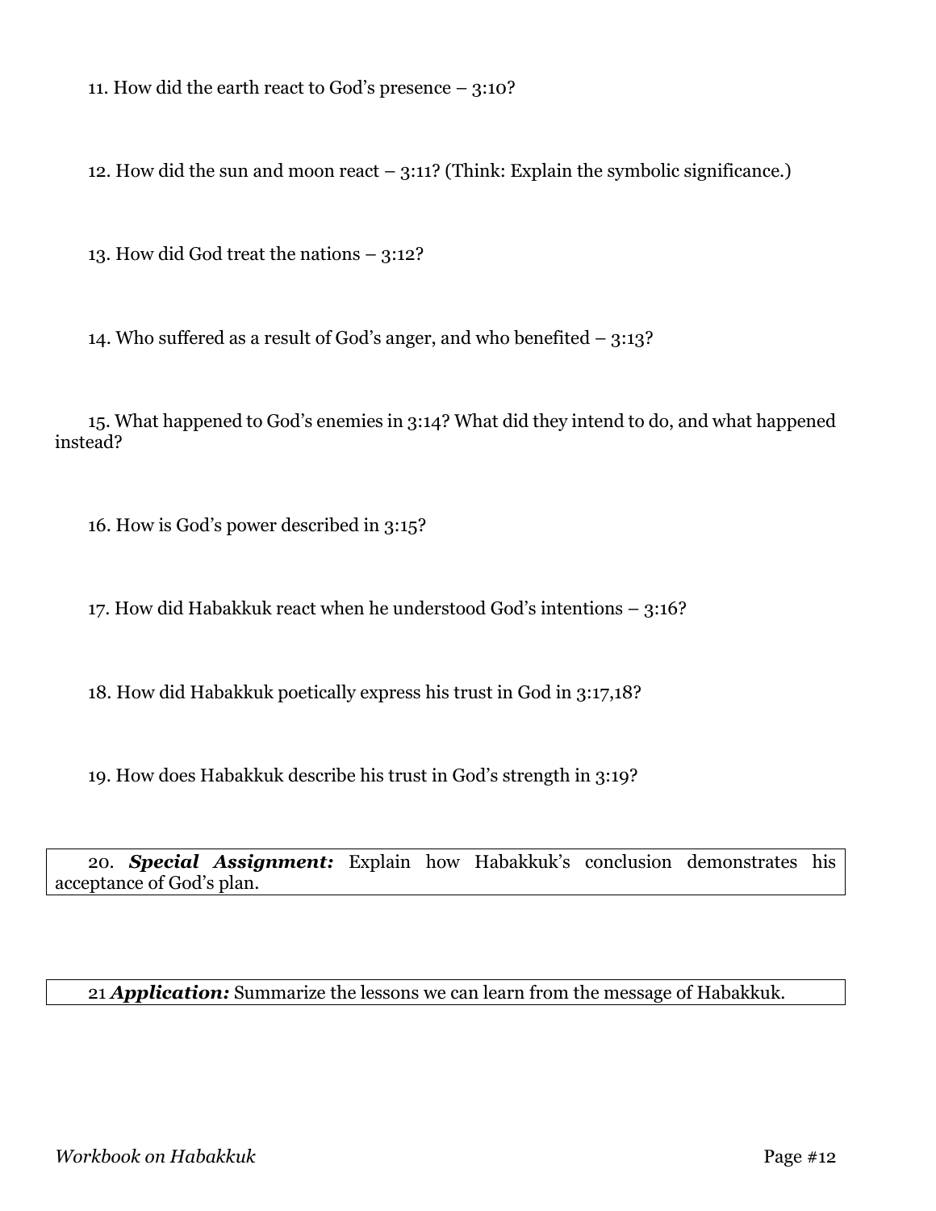11. How did the earth react to God's presence – 3:10?

12. How did the sun and moon react – 3:11? (Think: Explain the symbolic significance.)

13. How did God treat the nations – 3:12?

14. Who suffered as a result of God's anger, and who benefited – 3:13?

15. What happened to God's enemies in 3:14? What did they intend to do, and what happened instead?

16. How is God's power described in 3:15?

17. How did Habakkuk react when he understood God's intentions – 3:16?

18. How did Habakkuk poetically express his trust in God in 3:17,18?

19. How does Habakkuk describe his trust in God's strength in 3:19?

20. ***Special Assignment:*** Explain how Habakkuk's conclusion demonstrates his acceptance of God's plan.

21 ***Application:*** Summarize the lessons we can learn from the message of Habakkuk.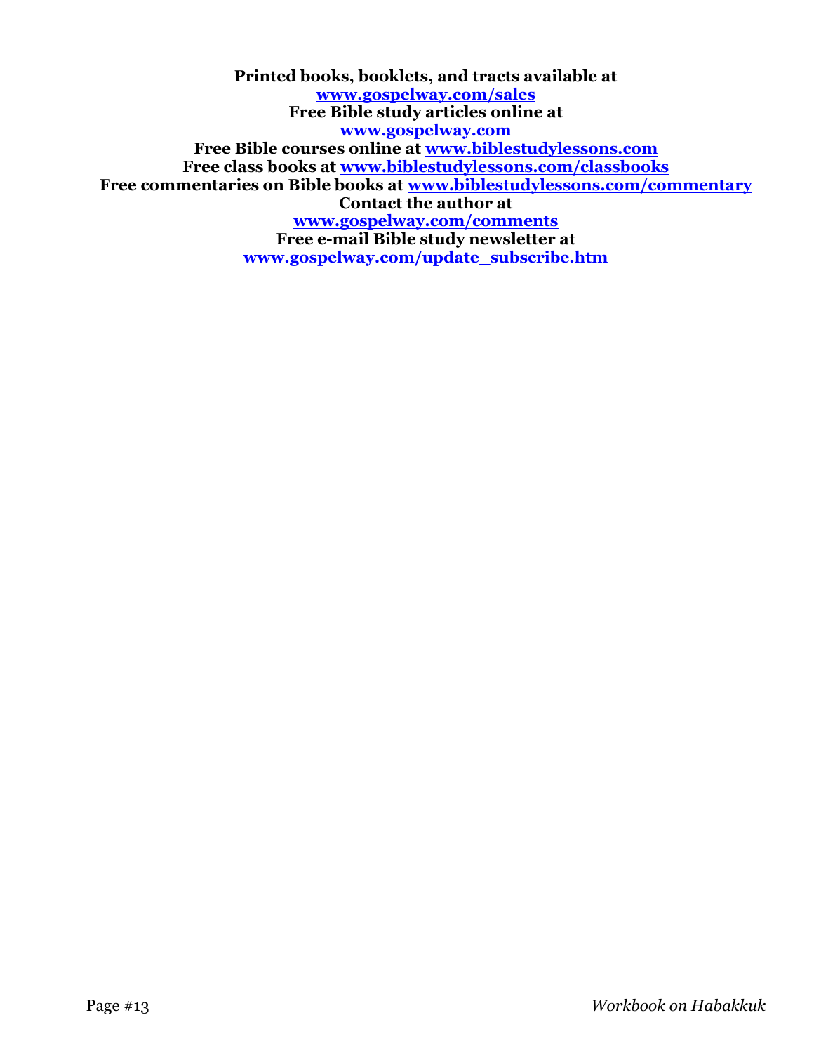**Printed books, booklets, and tracts available at**
**[www.gospelway.com/sales](www.gospelway.com/sales)**
**Free Bible study articles online at**
**[www.gospelway.com](www.gospelway.com)**
**Free Bible courses online at [www.biblestudylessons.com](www.biblestudylessons.com)**
**Free class books at [www.biblestudylessons.com/classbooks](www.biblestudylessons.com/classbooks)**
**Free commentaries on Bible books at [www.biblestudylessons.com/commentary](www.biblestudylessons.com/commentary)**
**Contact the author at**
**[www.gospelway.com/comments](www.gospelway.com/comments)**
**Free e-mail Bible study newsletter at**
**[www.gospelway.com/update_subscribe.htm](www.gospelway.com/update_subscribe.htm)**